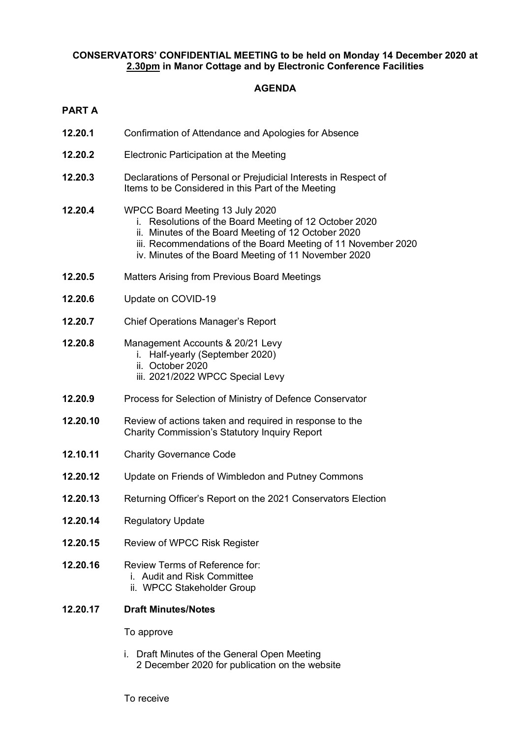**CONSERVATORS' CONFIDENTIAL MEETING to be held on Monday 14 December 2020 at 2.30pm in Manor Cottage and by Electronic Conference Facilities**

**AGENDA**

**PART A**

**12.20.1** Confirmation of Attendance and Apologies for Absence

**12.20.2** Electronic Participation at the Meeting

**12.20.3** Declarations of Personal or Prejudicial Interests in Respect of Items to be Considered in this Part of the Meeting

**12.20.4** WPCC Board Meeting 13 July 2020
- i. Resolutions of the Board Meeting of 12 October 2020
- ii. Minutes of the Board Meeting of 12 October 2020
- iii. Recommendations of the Board Meeting of 11 November 2020
- iv. Minutes of the Board Meeting of 11 November 2020

**12.20.5** Matters Arising from Previous Board Meetings

**12.20.6** Update on COVID-19

**12.20.7** Chief Operations Manager's Report

**12.20.8** Management Accounts & 20/21 Levy
- i. Half-yearly (September 2020)
- ii. October 2020
- iii. 2021/2022 WPCC Special Levy

**12.20.9** Process for Selection of Ministry of Defence Conservator

**12.20.10** Review of actions taken and required in response to the Charity Commission's Statutory Inquiry Report

**12.10.11** Charity Governance Code

**12.20.12** Update on Friends of Wimbledon and Putney Commons

**12.20.13** Returning Officer's Report on the 2021 Conservators Election

**12.20.14** Regulatory Update

**12.20.15** Review of WPCC Risk Register

**12.20.16** Review Terms of Reference for:
- i. Audit and Risk Committee
- ii. WPCC Stakeholder Group

**12.20.17** **Draft Minutes/Notes**

To approve

- i. Draft Minutes of the General Open Meeting 2 December 2020 for publication on the website

To receive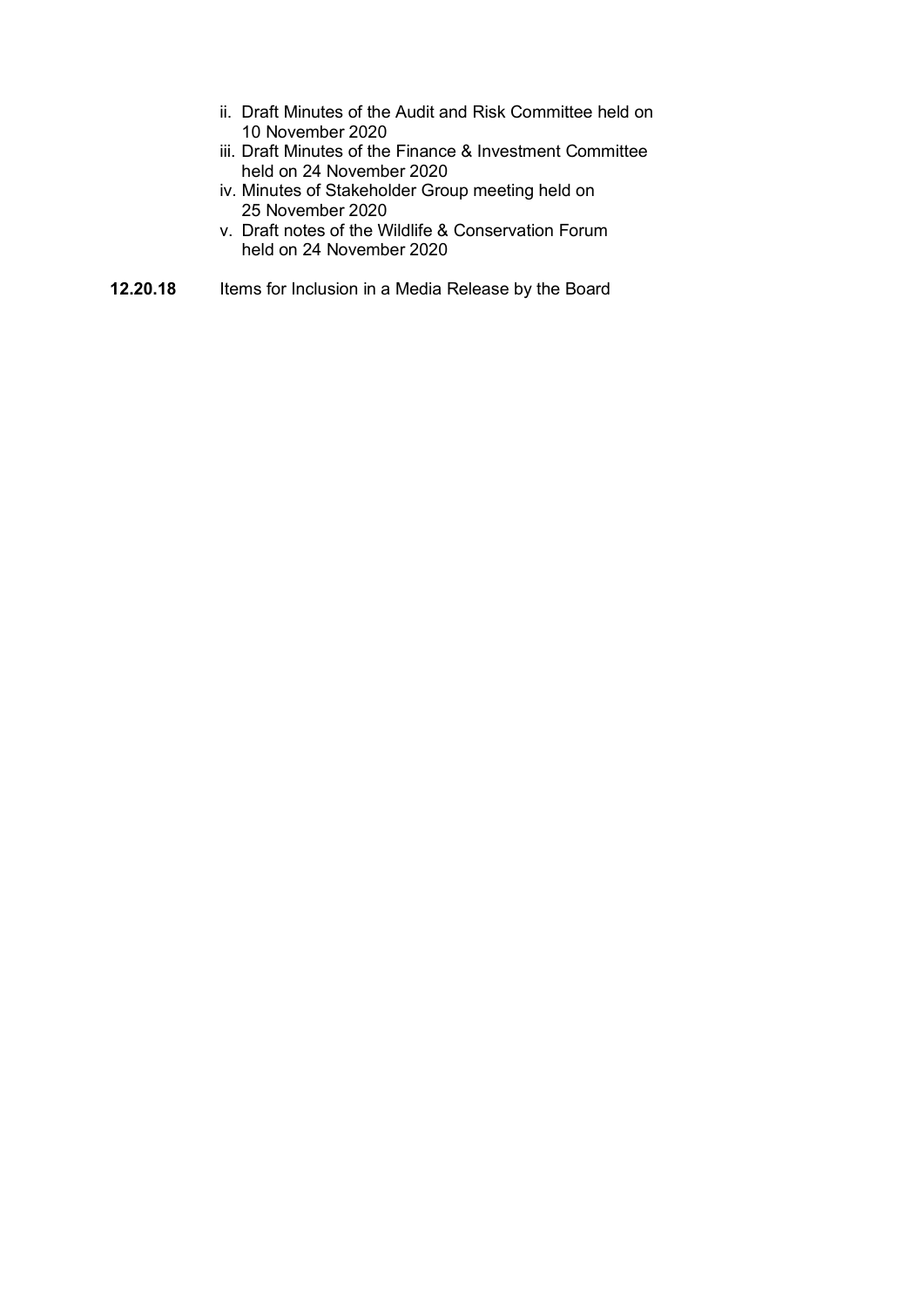ii. Draft Minutes of the Audit and Risk Committee held on 10 November 2020
iii. Draft Minutes of the Finance & Investment Committee held on 24 November 2020
iv. Minutes of Stakeholder Group meeting held on 25 November 2020
v. Draft notes of the Wildlife & Conservation Forum held on 24 November 2020

**12.20.18** Items for Inclusion in a Media Release by the Board